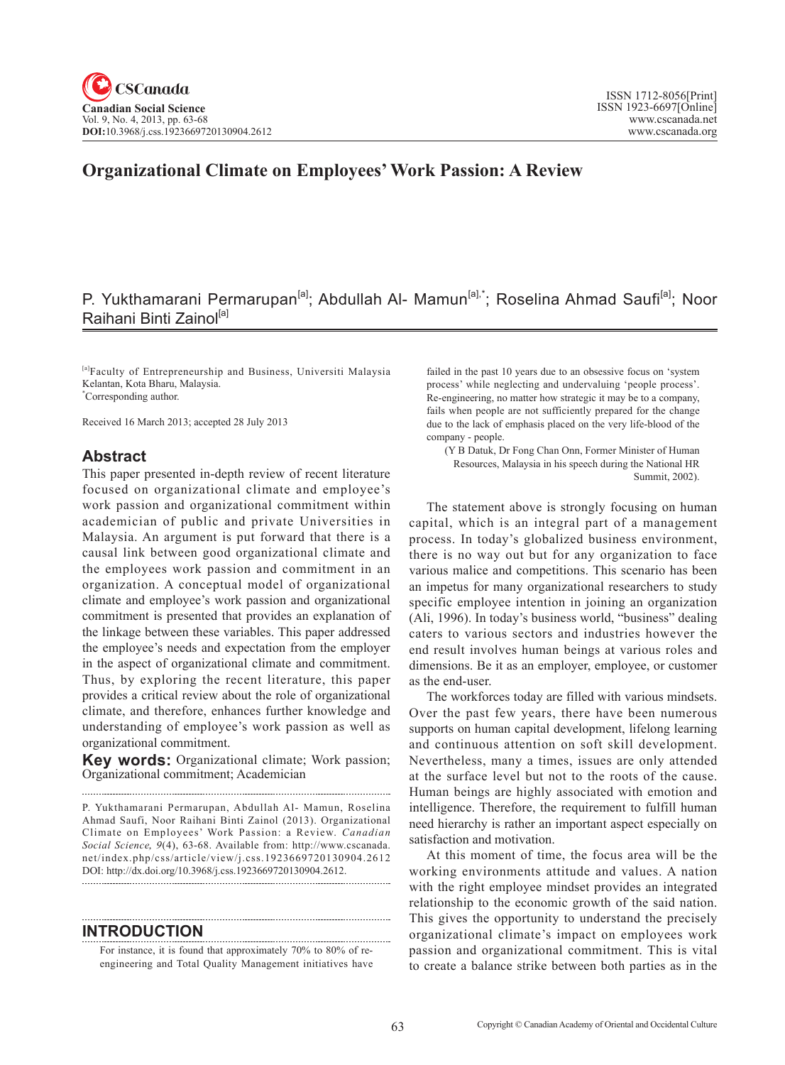# Organizational Climate on Employees' Work Passion: A Review

P. Yukthamarani Permarupan[a]; Abdullah Al- Mamun[a],*; Roselina Ahmad Saufi[a]; Noor Raihani Binti Zainol[a]

[a]Faculty of Entrepreneurship and Business, Universiti Malaysia Kelantan, Kota Bharu, Malaysia.
*Corresponding author.

Received 16 March 2013; accepted 28 July 2013

## Abstract

This paper presented in-depth review of recent literature focused on organizational climate and employee's work passion and organizational commitment within academician of public and private Universities in Malaysia. An argument is put forward that there is a causal link between good organizational climate and the employees work passion and commitment in an organization. A conceptual model of organizational climate and employee's work passion and organizational commitment is presented that provides an explanation of the linkage between these variables. This paper addressed the employee's needs and expectation from the employer in the aspect of organizational climate and commitment. Thus, by exploring the recent literature, this paper provides a critical review about the role of organizational climate, and therefore, enhances further knowledge and understanding of employee's work passion as well as organizational commitment.

**Key words:** Organizational climate; Work passion; Organizational commitment; Academician

P. Yukthamarani Permarupan, Abdullah Al- Mamun, Roselina Ahmad Saufi, Noor Raihani Binti Zainol (2013). Organizational Climate on Employees' Work Passion: a Review. *Canadian Social Science, 9*(4), 63-68. Available from: http://www.cscanada.net/index.php/css/article/view/j.css.1923669720130904.2612 DOI: http://dx.doi.org/10.3968/j.css.1923669720130904.2612.

## INTRODUCTION

For instance, it is found that approximately 70% to 80% of re-engineering and Total Quality Management initiatives have failed in the past 10 years due to an obsessive focus on 'system process' while neglecting and undervaluing 'people process'. Re-engineering, no matter how strategic it may be to a company, fails when people are not sufficiently prepared for the change due to the lack of emphasis placed on the very life-blood of the company - people.

(Y B Datuk, Dr Fong Chan Onn, Former Minister of Human Resources, Malaysia in his speech during the National HR Summit, 2002).

The statement above is strongly focusing on human capital, which is an integral part of a management process. In today's globalized business environment, there is no way out but for any organization to face various malice and competitions. This scenario has been an impetus for many organizational researchers to study specific employee intention in joining an organization (Ali, 1996). In today's business world, "business" dealing caters to various sectors and industries however the end result involves human beings at various roles and dimensions. Be it as an employer, employee, or customer as the end-user.

The workforces today are filled with various mindsets. Over the past few years, there have been numerous supports on human capital development, lifelong learning and continuous attention on soft skill development. Nevertheless, many a times, issues are only attended at the surface level but not to the roots of the cause. Human beings are highly associated with emotion and intelligence. Therefore, the requirement to fulfill human need hierarchy is rather an important aspect especially on satisfaction and motivation.

At this moment of time, the focus area will be the working environments attitude and values. A nation with the right employee mindset provides an integrated relationship to the economic growth of the said nation. This gives the opportunity to understand the precisely organizational climate's impact on employees work passion and organizational commitment. This is vital to create a balance strike between both parties as in the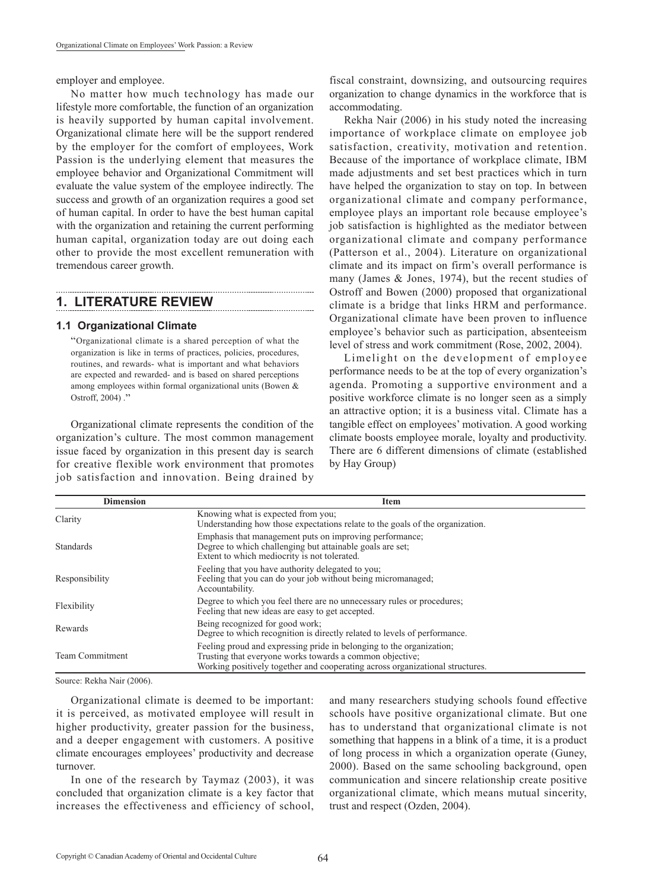employer and employee.

No matter how much technology has made our lifestyle more comfortable, the function of an organization is heavily supported by human capital involvement. Organizational climate here will be the support rendered by the employer for the comfort of employees, Work Passion is the underlying element that measures the employee behavior and Organizational Commitment will evaluate the value system of the employee indirectly. The success and growth of an organization requires a good set of human capital. In order to have the best human capital with the organization and retaining the current performing human capital, organization today are out doing each other to provide the most excellent remuneration with tremendous career growth.

## 1. LITERATURE REVIEW

### 1.1 Organizational Climate

> "Organizational climate is a shared perception of what the organization is like in terms of practices, policies, procedures, routines, and rewards- what is important and what behaviors are expected and rewarded- and is based on shared perceptions among employees within formal organizational units (Bowen & Ostroff, 2004) ."

Organizational climate represents the condition of the organization's culture. The most common management issue faced by organization in this present day is search for creative flexible work environment that promotes job satisfaction and innovation. Being drained by fiscal constraint, downsizing, and outsourcing requires organization to change dynamics in the workforce that is accommodating.

Rekha Nair (2006) in his study noted the increasing importance of workplace climate on employee job satisfaction, creativity, motivation and retention. Because of the importance of workplace climate, IBM made adjustments and set best practices which in turn have helped the organization to stay on top. In between organizational climate and company performance, employee plays an important role because employee's job satisfaction is highlighted as the mediator between organizational climate and company performance (Patterson et al., 2004). Literature on organizational climate and its impact on firm's overall performance is many (James & Jones, 1974), but the recent studies of Ostroff and Bowen (2000) proposed that organizational climate is a bridge that links HRM and performance. Organizational climate have been proven to influence employee's behavior such as participation, absenteeism level of stress and work commitment (Rose, 2002, 2004).

Limelight on the development of employee performance needs to be at the top of every organization's agenda. Promoting a supportive environment and a positive workforce climate is no longer seen as a simply an attractive option; it is a business vital. Climate has a tangible effect on employees' motivation. A good working climate boosts employee morale, loyalty and productivity. There are 6 different dimensions of climate (established by Hay Group)

| Dimension | Item |
|---|---|
| Clarity | Knowing what is expected from you;<br>Understanding how those expectations relate to the goals of the organization. |
| Standards | Emphasis that management puts on improving performance;<br>Degree to which challenging but attainable goals are set;<br>Extent to which mediocrity is not tolerated. |
| Responsibility | Feeling that you have authority delegated to you;<br>Feeling that you can do your job without being micromanaged;<br>Accountability. |
| Flexibility | Degree to which you feel there are no unnecessary rules or procedures;<br>Feeling that new ideas are easy to get accepted. |
| Rewards | Being recognized for good work;<br>Degree to which recognition is directly related to levels of performance. |
| Team Commitment | Feeling proud and expressing pride in belonging to the organization;<br>Trusting that everyone works towards a common objective;<br>Working positively together and cooperating across organizational structures. |

Source: Rekha Nair (2006).

Organizational climate is deemed to be important: it is perceived, as motivated employee will result in higher productivity, greater passion for the business, and a deeper engagement with customers. A positive climate encourages employees' productivity and decrease turnover.

In one of the research by Taymaz (2003), it was concluded that organization climate is a key factor that increases the effectiveness and efficiency of school, and many researchers studying schools found effective schools have positive organizational climate. But one has to understand that organizational climate is not something that happens in a blink of a time, it is a product of long process in which a organization operate (Guney, 2000). Based on the same schooling background, open communication and sincere relationship create positive organizational climate, which means mutual sincerity, trust and respect (Ozden, 2004).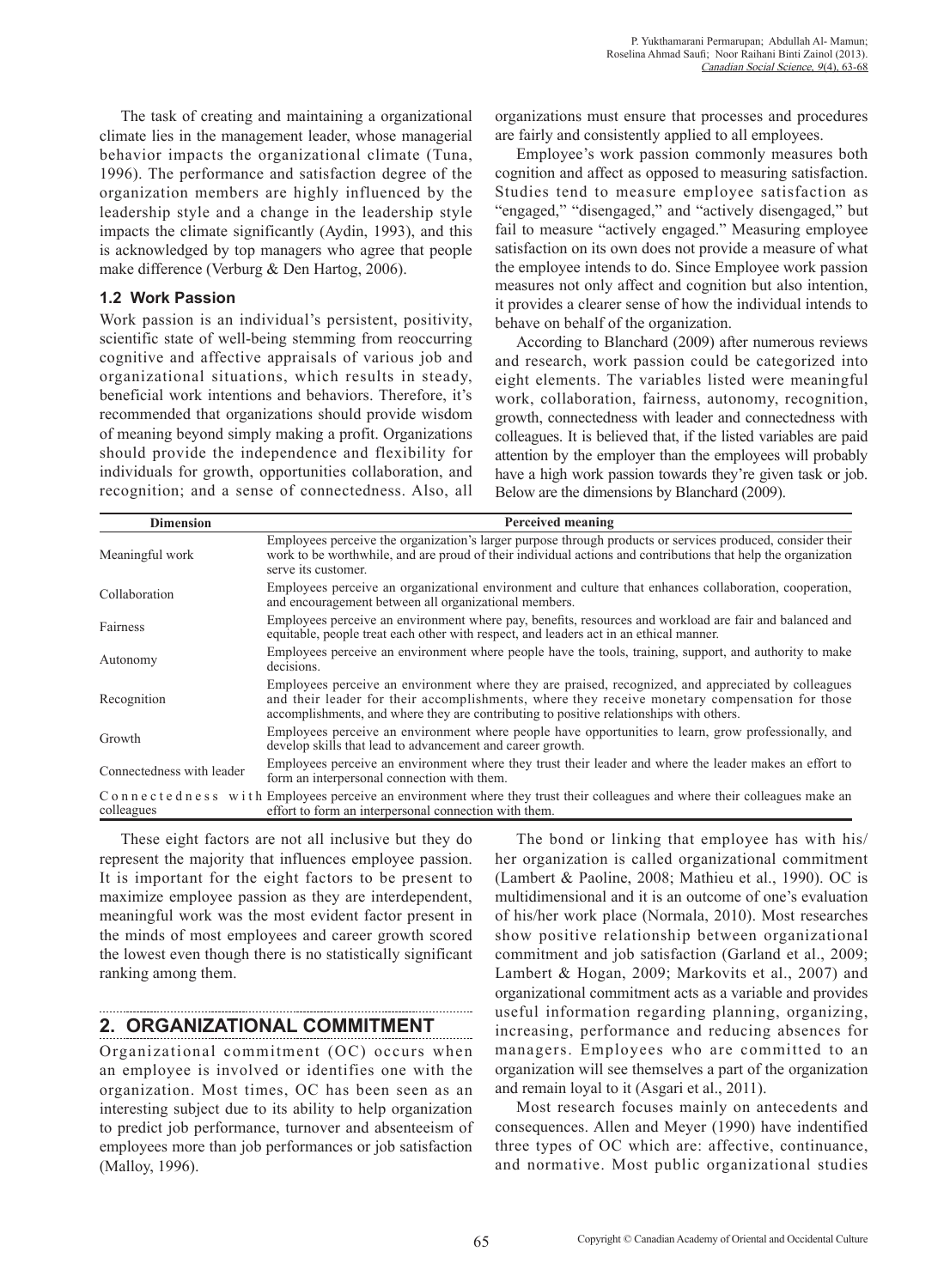The task of creating and maintaining a organizational climate lies in the management leader, whose managerial behavior impacts the organizational climate (Tuna, 1996). The performance and satisfaction degree of the organization members are highly influenced by the leadership style and a change in the leadership style impacts the climate significantly (Aydin, 1993), and this is acknowledged by top managers who agree that people make difference (Verburg & Den Hartog, 2006).

### 1.2 Work Passion

Work passion is an individual's persistent, positivity, scientific state of well-being stemming from reoccurring cognitive and affective appraisals of various job and organizational situations, which results in steady, beneficial work intentions and behaviors. Therefore, it's recommended that organizations should provide wisdom of meaning beyond simply making a profit. Organizations should provide the independence and flexibility for individuals for growth, opportunities collaboration, and recognition; and a sense of connectedness. Also, all organizations must ensure that processes and procedures are fairly and consistently applied to all employees.

Employee's work passion commonly measures both cognition and affect as opposed to measuring satisfaction. Studies tend to measure employee satisfaction as "engaged," "disengaged," and "actively disengaged," but fail to measure "actively engaged." Measuring employee satisfaction on its own does not provide a measure of what the employee intends to do. Since Employee work passion measures not only affect and cognition but also intention, it provides a clearer sense of how the individual intends to behave on behalf of the organization.

According to Blanchard (2009) after numerous reviews and research, work passion could be categorized into eight elements. The variables listed were meaningful work, collaboration, fairness, autonomy, recognition, growth, connectedness with leader and connectedness with colleagues. It is believed that, if the listed variables are paid attention by the employer than the employees will probably have a high work passion towards they're given task or job. Below are the dimensions by Blanchard (2009).

| Dimension | Perceived meaning |
|---|---|
| Meaningful work | Employees perceive the organization's larger purpose through products or services produced, consider their work to be worthwhile, and are proud of their individual actions and contributions that help the organization serve its customer. |
| Collaboration | Employees perceive an organizational environment and culture that enhances collaboration, cooperation, and encouragement between all organizational members. |
| Fairness | Employees perceive an environment where pay, benefits, resources and workload are fair and balanced and equitable, people treat each other with respect, and leaders act in an ethical manner. |
| Autonomy | Employees perceive an environment where people have the tools, training, support, and authority to make decisions. |
| Recognition | Employees perceive an environment where they are praised, recognized, and appreciated by colleagues and their leader for their accomplishments, where they receive monetary compensation for those accomplishments, and where they are contributing to positive relationships with others. |
| Growth | Employees perceive an environment where people have opportunities to learn, grow professionally, and develop skills that lead to advancement and career growth. |
| Connectedness with leader | Employees perceive an environment where they trust their leader and where the leader makes an effort to form an interpersonal connection with them. |
| Connectedness with colleagues | Employees perceive an environment where they trust their colleagues and where their colleagues make an effort to form an interpersonal connection with them. |

These eight factors are not all inclusive but they do represent the majority that influences employee passion. It is important for the eight factors to be present to maximize employee passion as they are interdependent, meaningful work was the most evident factor present in the minds of most employees and career growth scored the lowest even though there is no statistically significant ranking among them.

## 2. ORGANIZATIONAL COMMITMENT

Organizational commitment (OC) occurs when an employee is involved or identifies one with the organization. Most times, OC has been seen as an interesting subject due to its ability to help organization to predict job performance, turnover and absenteeism of employees more than job performances or job satisfaction (Malloy, 1996).

The bond or linking that employee has with his/her organization is called organizational commitment (Lambert & Paoline, 2008; Mathieu et al., 1990). OC is multidimensional and it is an outcome of one's evaluation of his/her work place (Normala, 2010). Most researches show positive relationship between organizational commitment and job satisfaction (Garland et al., 2009; Lambert & Hogan, 2009; Markovits et al., 2007) and organizational commitment acts as a variable and provides useful information regarding planning, organizing, increasing, performance and reducing absences for managers. Employees who are committed to an organization will see themselves a part of the organization and remain loyal to it (Asgari et al., 2011).

Most research focuses mainly on antecedents and consequences. Allen and Meyer (1990) have indentified three types of OC which are: affective, continuance, and normative. Most public organizational studies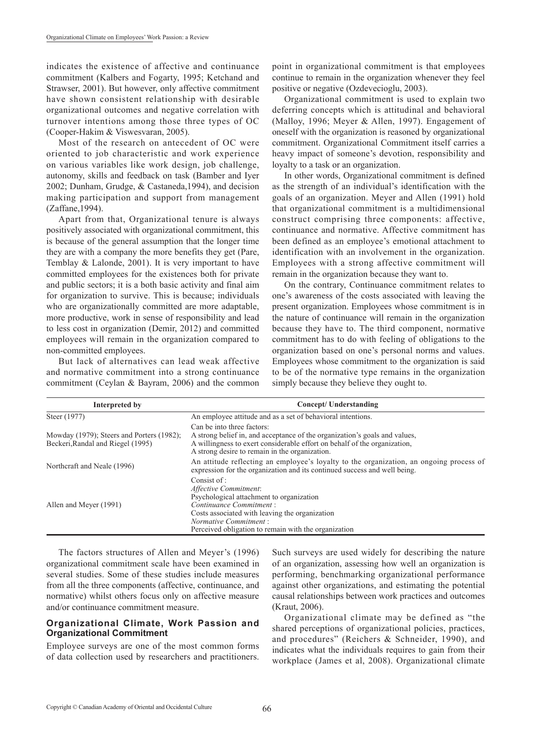indicates the existence of affective and continuance commitment (Kalbers and Fogarty, 1995; Ketchand and Strawser, 2001). But however, only affective commitment have shown consistent relationship with desirable organizational outcomes and negative correlation with turnover intentions among those three types of OC (Cooper-Hakim & Viswesvaran, 2005).

Most of the research on antecedent of OC were oriented to job characteristic and work experience on various variables like work design, job challenge, autonomy, skills and feedback on task (Bamber and Iyer 2002; Dunham, Grudge, & Castaneda,1994), and decision making participation and support from management (Zaffane,1994).

Apart from that, Organizational tenure is always positively associated with organizational commitment, this is because of the general assumption that the longer time they are with a company the more benefits they get (Pare, Temblay & Lalonde, 2001). It is very important to have committed employees for the existences both for private and public sectors; it is a both basic activity and final aim for organization to survive. This is because; individuals who are organizationally committed are more adaptable, more productive, work in sense of responsibility and lead to less cost in organization (Demir, 2012) and committed employees will remain in the organization compared to non-committed employees.

But lack of alternatives can lead weak affective and normative commitment into a strong continuance commitment (Ceylan & Bayram, 2006) and the common point in organizational commitment is that employees continue to remain in the organization whenever they feel positive or negative (Ozdevecioglu, 2003).

Organizational commitment is used to explain two deferring concepts which is attitudinal and behavioral (Malloy, 1996; Meyer & Allen, 1997). Engagement of oneself with the organization is reasoned by organizational commitment. Organizational Commitment itself carries a heavy impact of someone's devotion, responsibility and loyalty to a task or an organization.

In other words, Organizational commitment is defined as the strength of an individual's identification with the goals of an organization. Meyer and Allen (1991) hold that organizational commitment is a multidimensional construct comprising three components: affective, continuance and normative. Affective commitment has been defined as an employee's emotional attachment to identification with an involvement in the organization. Employees with a strong affective commitment will remain in the organization because they want to.

On the contrary, Continuance commitment relates to one's awareness of the costs associated with leaving the present organization. Employees whose commitment is in the nature of continuance will remain in the organization because they have to. The third component, normative commitment has to do with feeling of obligations to the organization based on one's personal norms and values. Employees whose commitment to the organization is said to be of the normative type remains in the organization simply because they believe they ought to.

| Interpreted by | Concept/ Understanding |
|---|---|
| Steer (1977) | An employee attitude and as a set of behavioral intentions. |
| Mowday (1979); Steers and Porters (1982); Beckeri,Randal and Riegel (1995) | Can be into three factors:<br>A strong belief in, and acceptance of the organization's goals and values,<br>A willingness to exert considerable effort on behalf of the organization,<br>A strong desire to remain in the organization. |
| Northcraft and Neale (1996) | An attitude reflecting an employee's loyalty to the organization, an ongoing process of expression for the organization and its continued success and well being. |
| Allen and Meyer (1991) | Consist of :<br>*Affective Commitment*:<br>Psychological attachment to organization<br>*Continuance Commitment* :<br>Costs associated with leaving the organization<br>*Normative Commitment* :<br>Perceived obligation to remain with the organization |

The factors structures of Allen and Meyer's (1996) organizational commitment scale have been examined in several studies. Some of these studies include measures from all the three components (affective, continuance, and normative) whilst others focus only on affective measure and/or continuance commitment measure.

### Organizational Climate, Work Passion and Organizational Commitment

Employee surveys are one of the most common forms of data collection used by researchers and practitioners. Such surveys are used widely for describing the nature of an organization, assessing how well an organization is performing, benchmarking organizational performance against other organizations, and estimating the potential causal relationships between work practices and outcomes (Kraut, 2006).

Organizational climate may be defined as "the shared perceptions of organizational policies, practices, and procedures" (Reichers & Schneider, 1990), and indicates what the individuals requires to gain from their workplace (James et al, 2008). Organizational climate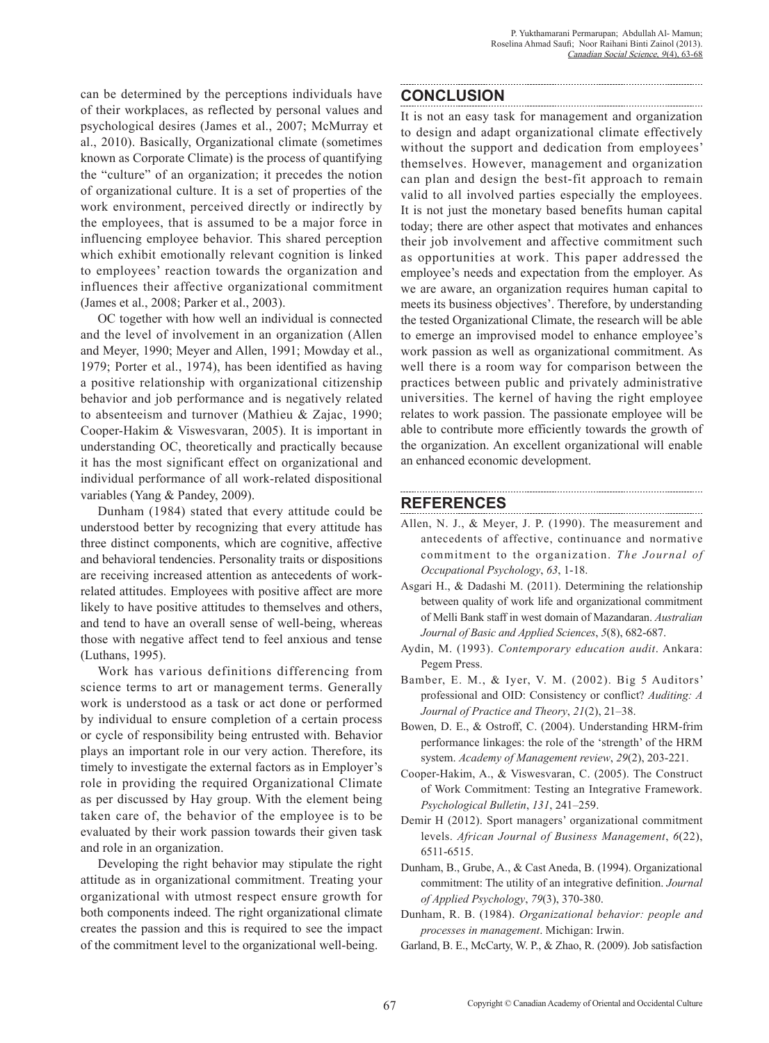can be determined by the perceptions individuals have of their workplaces, as reflected by personal values and psychological desires (James et al., 2007; McMurray et al., 2010). Basically, Organizational climate (sometimes known as Corporate Climate) is the process of quantifying the "culture" of an organization; it precedes the notion of organizational culture. It is a set of properties of the work environment, perceived directly or indirectly by the employees, that is assumed to be a major force in influencing employee behavior. This shared perception which exhibit emotionally relevant cognition is linked to employees' reaction towards the organization and influences their affective organizational commitment (James et al., 2008; Parker et al., 2003).

OC together with how well an individual is connected and the level of involvement in an organization (Allen and Meyer, 1990; Meyer and Allen, 1991; Mowday et al., 1979; Porter et al., 1974), has been identified as having a positive relationship with organizational citizenship behavior and job performance and is negatively related to absenteeism and turnover (Mathieu & Zajac, 1990; Cooper-Hakim & Viswesvaran, 2005). It is important in understanding OC, theoretically and practically because it has the most significant effect on organizational and individual performance of all work-related dispositional variables (Yang & Pandey, 2009).

Dunham (1984) stated that every attitude could be understood better by recognizing that every attitude has three distinct components, which are cognitive, affective and behavioral tendencies. Personality traits or dispositions are receiving increased attention as antecedents of work-related attitudes. Employees with positive affect are more likely to have positive attitudes to themselves and others, and tend to have an overall sense of well-being, whereas those with negative affect tend to feel anxious and tense (Luthans, 1995).

Work has various definitions differencing from science terms to art or management terms. Generally work is understood as a task or act done or performed by individual to ensure completion of a certain process or cycle of responsibility being entrusted with. Behavior plays an important role in our very action. Therefore, its timely to investigate the external factors as in Employer's role in providing the required Organizational Climate as per discussed by Hay group. With the element being taken care of, the behavior of the employee is to be evaluated by their work passion towards their given task and role in an organization.

Developing the right behavior may stipulate the right attitude as in organizational commitment. Treating your organizational with utmost respect ensure growth for both components indeed. The right organizational climate creates the passion and this is required to see the impact of the commitment level to the organizational well-being.

## CONCLUSION

It is not an easy task for management and organization to design and adapt organizational climate effectively without the support and dedication from employees' themselves. However, management and organization can plan and design the best-fit approach to remain valid to all involved parties especially the employees. It is not just the monetary based benefits human capital today; there are other aspect that motivates and enhances their job involvement and affective commitment such as opportunities at work. This paper addressed the employee's needs and expectation from the employer. As we are aware, an organization requires human capital to meets its business objectives'. Therefore, by understanding the tested Organizational Climate, the research will be able to emerge an improvised model to enhance employee's work passion as well as organizational commitment. As well there is a room way for comparison between the practices between public and privately administrative universities. The kernel of having the right employee relates to work passion. The passionate employee will be able to contribute more efficiently towards the growth of the organization. An excellent organizational will enable an enhanced economic development.

## REFERENCES

Allen, N. J., & Meyer, J. P. (1990). The measurement and antecedents of affective, continuance and normative commitment to the organization. *The Journal of Occupational Psychology*, *63*, 1-18.

Asgari H., & Dadashi M. (2011). Determining the relationship between quality of work life and organizational commitment of Melli Bank staff in west domain of Mazandaran. *Australian Journal of Basic and Applied Sciences*, *5*(8), 682-687.

Aydin, M. (1993). *Contemporary education audit*. Ankara: Pegem Press.

Bamber, E. M., & Iyer, V. M. (2002). Big 5 Auditors' professional and OID: Consistency or conflict? *Auditing: A Journal of Practice and Theory*, *21*(2), 21–38.

Bowen, D. E., & Ostroff, C. (2004). Understanding HRM-frim performance linkages: the role of the 'strength' of the HRM system. *Academy of Management review*, *29*(2), 203-221.

Cooper-Hakim, A., & Viswesvaran, C. (2005). The Construct of Work Commitment: Testing an Integrative Framework. *Psychological Bulletin*, *131*, 241–259.

Demir H (2012). Sport managers' organizational commitment levels. *African Journal of Business Management*, *6*(22), 6511-6515.

Dunham, B., Grube, A., & Cast Aneda, B. (1994). Organizational commitment: The utility of an integrative definition. *Journal of Applied Psychology*, *79*(3), 370-380.

Dunham, R. B. (1984). *Organizational behavior: people and processes in management*. Michigan: Irwin.

Garland, B. E., McCarty, W. P., & Zhao, R. (2009). Job satisfaction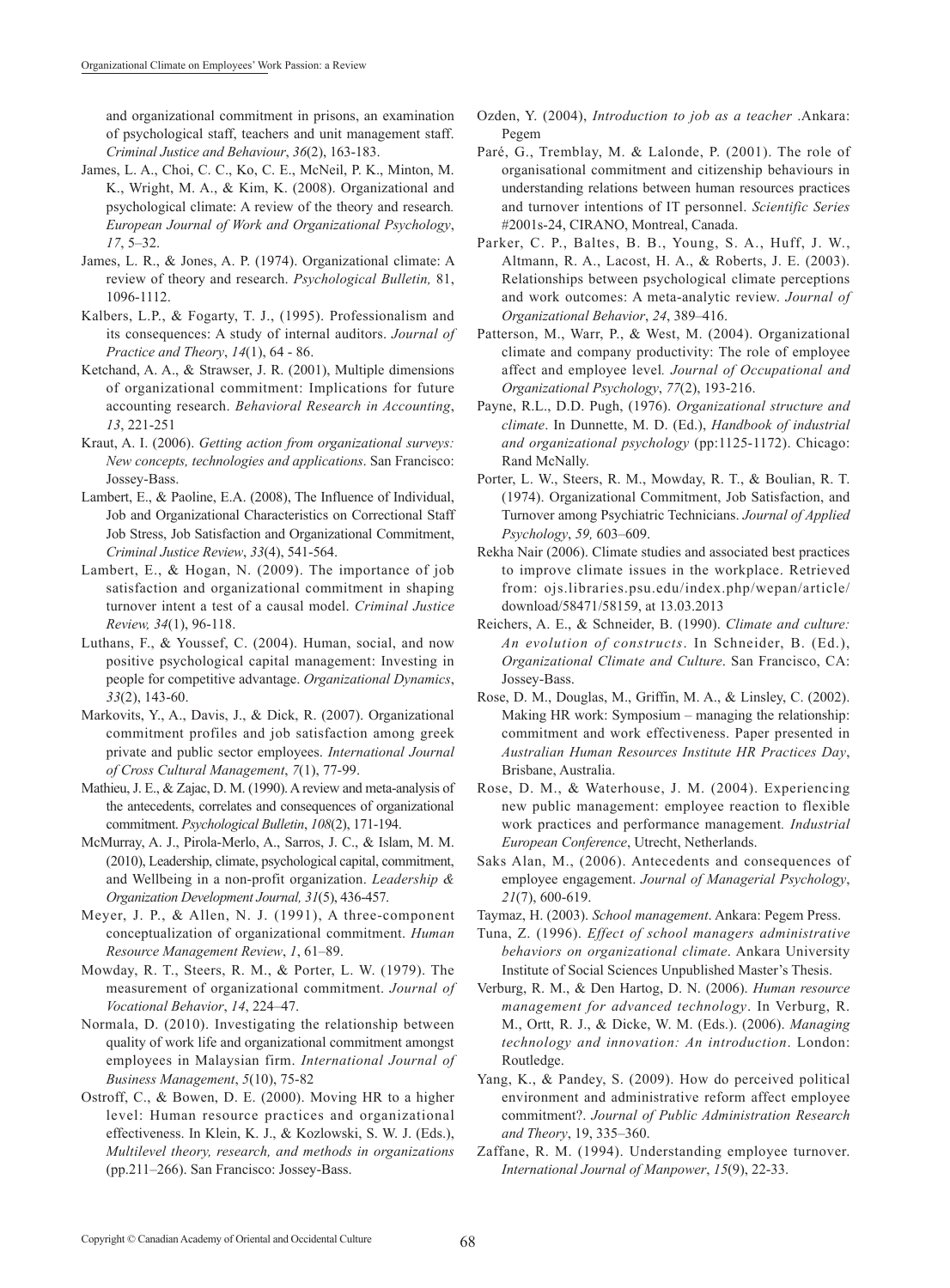and organizational commitment in prisons, an examination of psychological staff, teachers and unit management staff. *Criminal Justice and Behaviour*, *36*(2), 163-183.

James, L. A., Choi, C. C., Ko, C. E., McNeil, P. K., Minton, M. K., Wright, M. A., & Kim, K. (2008). Organizational and psychological climate: A review of the theory and research. *European Journal of Work and Organizational Psychology*, *17*, 5–32.

James, L. R., & Jones, A. P. (1974). Organizational climate: A review of theory and research. *Psychological Bulletin,* 81, 1096-1112.

Kalbers, L.P., & Fogarty, T. J., (1995). Professionalism and its consequences: A study of internal auditors. *Journal of Practice and Theory*, *14*(1), 64 - 86.

Ketchand, A. A., & Strawser, J. R. (2001), Multiple dimensions of organizational commitment: Implications for future accounting research. *Behavioral Research in Accounting*, *13*, 221-251

Kraut, A. I. (2006). *Getting action from organizational surveys: New concepts, technologies and applications*. San Francisco: Jossey-Bass.

Lambert, E., & Paoline, E.A. (2008), The Influence of Individual, Job and Organizational Characteristics on Correctional Staff Job Stress, Job Satisfaction and Organizational Commitment, *Criminal Justice Review*, *33*(4), 541-564.

Lambert, E., & Hogan, N. (2009). The importance of job satisfaction and organizational commitment in shaping turnover intent a test of a causal model. *Criminal Justice Review, 34*(1), 96-118.

Luthans, F., & Youssef, C. (2004). Human, social, and now positive psychological capital management: Investing in people for competitive advantage. *Organizational Dynamics*, *33*(2), 143-60.

Markovits, Y., A., Davis, J., & Dick, R. (2007). Organizational commitment profiles and job satisfaction among greek private and public sector employees. *International Journal of Cross Cultural Management*, *7*(1), 77-99.

Mathieu, J. E., & Zajac, D. M. (1990). A review and meta-analysis of the antecedents, correlates and consequences of organizational commitment. *Psychological Bulletin*, *108*(2), 171-194.

McMurray, A. J., Pirola-Merlo, A., Sarros, J. C., & Islam, M. M. (2010), Leadership, climate, psychological capital, commitment, and Wellbeing in a non-profit organization. *Leadership & Organization Development Journal, 31*(5), 436-457.

Meyer, J. P., & Allen, N. J. (1991), A three-component conceptualization of organizational commitment. *Human Resource Management Review*, *1*, 61–89.

Mowday, R. T., Steers, R. M., & Porter, L. W. (1979). The measurement of organizational commitment. *Journal of Vocational Behavior*, *14*, 224–47.

Normala, D. (2010). Investigating the relationship between quality of work life and organizational commitment amongst employees in Malaysian firm. *International Journal of Business Management*, *5*(10), 75-82

Ostroff, C., & Bowen, D. E. (2000). Moving HR to a higher level: Human resource practices and organizational effectiveness. In Klein, K. J., & Kozlowski, S. W. J. (Eds.), *Multilevel theory, research, and methods in organizations* (pp.211–266). San Francisco: Jossey-Bass.

Ozden, Y. (2004), *Introduction to job as a teacher* .Ankara: Pegem

Paré, G., Tremblay, M. & Lalonde, P. (2001). The role of organisational commitment and citizenship behaviours in understanding relations between human resources practices and turnover intentions of IT personnel. *Scientific Series* #2001s-24, CIRANO, Montreal, Canada.

Parker, C. P., Baltes, B. B., Young, S. A., Huff, J. W., Altmann, R. A., Lacost, H. A., & Roberts, J. E. (2003). Relationships between psychological climate perceptions and work outcomes: A meta-analytic review. *Journal of Organizational Behavior*, *24*, 389–416.

Patterson, M., Warr, P., & West, M. (2004). Organizational climate and company productivity: The role of employee affect and employee level. *Journal of Occupational and Organizational Psychology*, *77*(2), 193-216.

Payne, R.L., D.D. Pugh, (1976). *Organizational structure and climate*. In Dunnette, M. D. (Ed.), *Handbook of industrial and organizational psychology* (pp:1125-1172). Chicago: Rand McNally.

Porter, L. W., Steers, R. M., Mowday, R. T., & Boulian, R. T. (1974). Organizational Commitment, Job Satisfaction, and Turnover among Psychiatric Technicians. *Journal of Applied Psychology*, *59,* 603–609.

Rekha Nair (2006). Climate studies and associated best practices to improve climate issues in the workplace. Retrieved from: ojs.libraries.psu.edu/index.php/wepan/article/download/58471/58159, at 13.03.2013

Reichers, A. E., & Schneider, B. (1990). *Climate and culture: An evolution of constructs*. In Schneider, B. (Ed.), *Organizational Climate and Culture*. San Francisco, CA: Jossey-Bass.

Rose, D. M., Douglas, M., Griffin, M. A., & Linsley, C. (2002). Making HR work: Symposium – managing the relationship: commitment and work effectiveness. Paper presented in *Australian Human Resources Institute HR Practices Day*, Brisbane, Australia.

Rose, D. M., & Waterhouse, J. M. (2004). Experiencing new public management: employee reaction to flexible work practices and performance management. *Industrial European Conference*, Utrecht, Netherlands.

Saks Alan, M., (2006). Antecedents and consequences of employee engagement. *Journal of Managerial Psychology*, *21*(7), 600-619.

Taymaz, H. (2003). *School management*. Ankara: Pegem Press.

Tuna, Z. (1996). *Effect of school managers administrative behaviors on organizational climate*. Ankara University Institute of Social Sciences Unpublished Master's Thesis.

Verburg, R. M., & Den Hartog, D. N. (2006). *Human resource management for advanced technology*. In Verburg, R. M., Ortt, R. J., & Dicke, W. M. (Eds.). (2006). *Managing technology and innovation: An introduction*. London: Routledge.

Yang, K., & Pandey, S. (2009). How do perceived political environment and administrative reform affect employee commitment?. *Journal of Public Administration Research and Theory*, 19, 335–360.

Zaffane, R. M. (1994). Understanding employee turnover. *International Journal of Manpower*, *15*(9), 22-33.